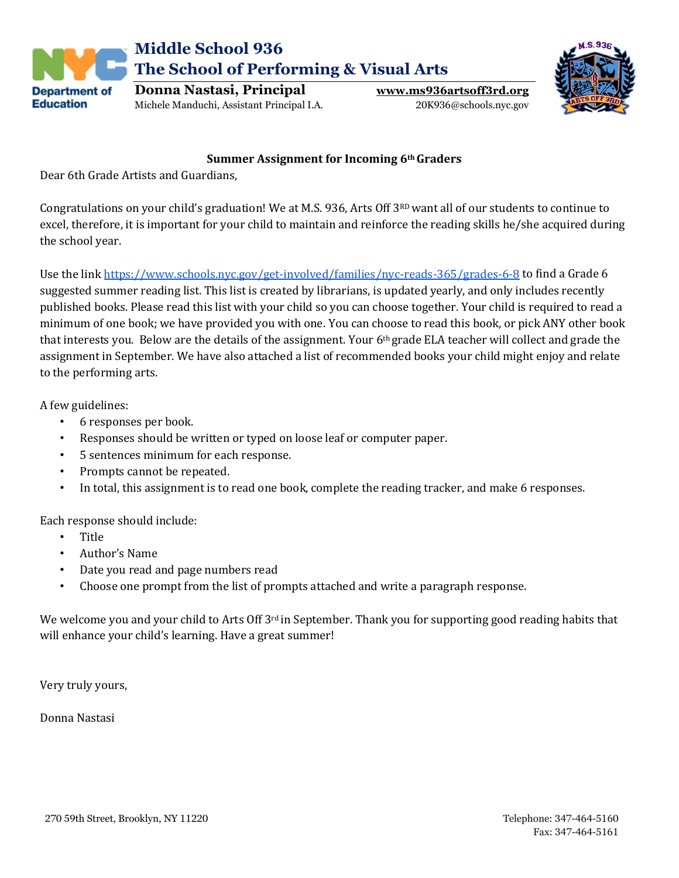# Middle School 936
## The School of Performing & Visual Arts

**Donna Nastasi, Principal**
Michele Manduchi, Assistant Principal I.A.

**www.ms936artsoff3rd.org**
20K936@schools.nyc.gov

### Summer Assignment for Incoming 6th Graders

Dear 6th Grade Artists and Guardians,

Congratulations on your child's graduation! We at M.S. 936, Arts Off 3RD want all of our students to continue to excel, therefore, it is important for your child to maintain and reinforce the reading skills he/she acquired during the school year.

Use the link [https://www.schools.nyc.gov/get-involved/families/nyc-reads-365/grades-6-8](https://www.schools.nyc.gov/get-involved/families/nyc-reads-365/grades-6-8) to find a Grade 6 suggested summer reading list. This list is created by librarians, is updated yearly, and only includes recently published books. Please read this list with your child so you can choose together. Your child is required to read a minimum of one book; we have provided you with one. You can choose to read this book, or pick ANY other book that interests you. Below are the details of the assignment. Your 6th grade ELA teacher will collect and grade the assignment in September. We have also attached a list of recommended books your child might enjoy and relate to the performing arts.

A few guidelines:

- 6 responses per book.
- Responses should be written or typed on loose leaf or computer paper.
- 5 sentences minimum for each response.
- Prompts cannot be repeated.
- In total, this assignment is to read one book, complete the reading tracker, and make 6 responses.

Each response should include:

- Title
- Author's Name
- Date you read and page numbers read
- Choose one prompt from the list of prompts attached and write a paragraph response.

We welcome you and your child to Arts Off 3rd in September. Thank you for supporting good reading habits that will enhance your child's learning. Have a great summer!

Very truly yours,

Donna Nastasi

270 59th Street, Brooklyn, NY 11220

Telephone: 347-464-5160
Fax: 347-464-5161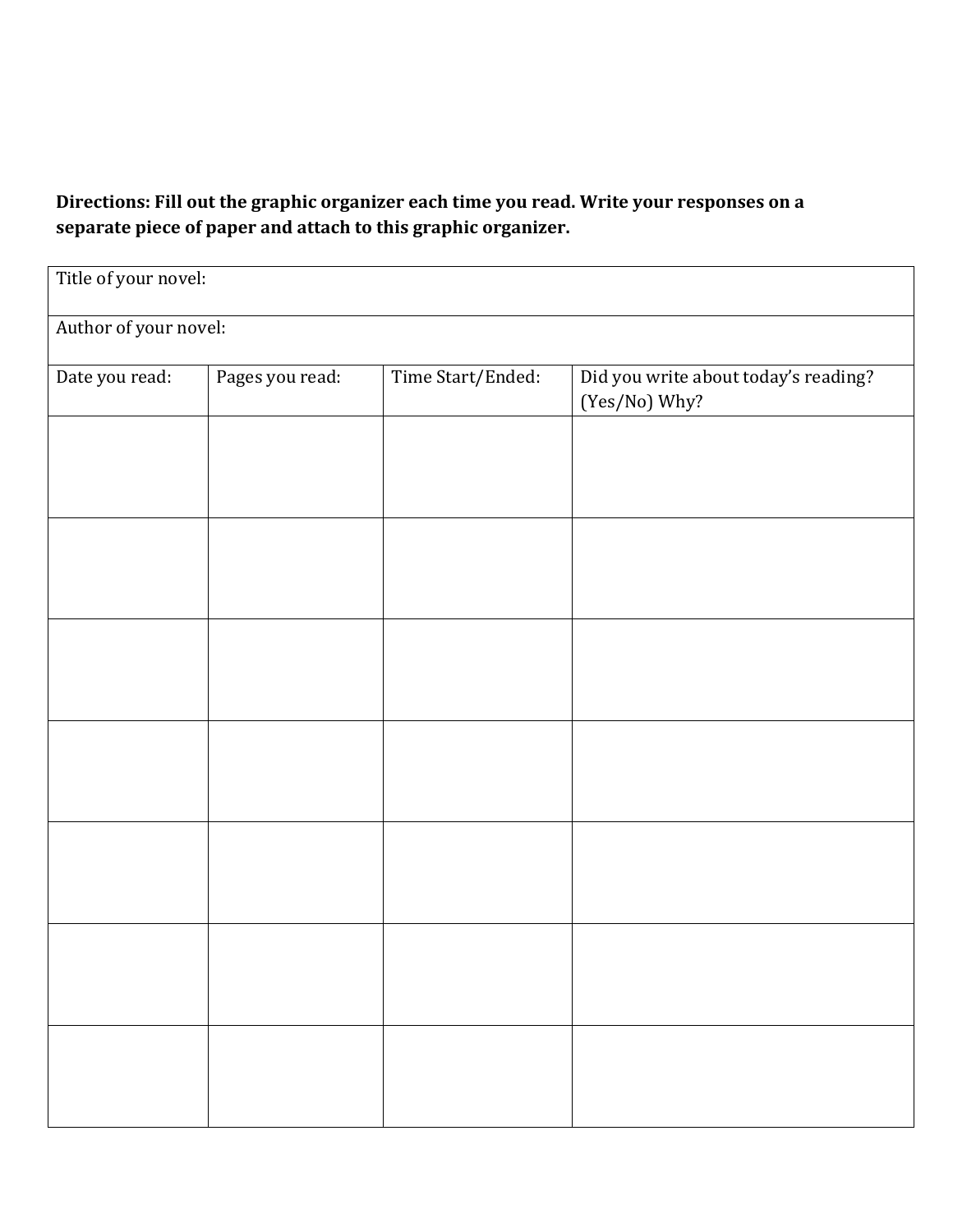**Directions: Fill out the graphic organizer each time you read. Write your responses on a separate piece of paper and attach to this graphic organizer.**

| Title of your novel: | | | |
|---|---|---|---|
| Author of your novel: | | | |
| Date you read: | Pages you read: | Time Start/Ended: | Did you write about today's reading? (Yes/No) Why? |
| | | | |
| | | | |
| | | | |
| | | | |
| | | | |
| | | | |
| | | | |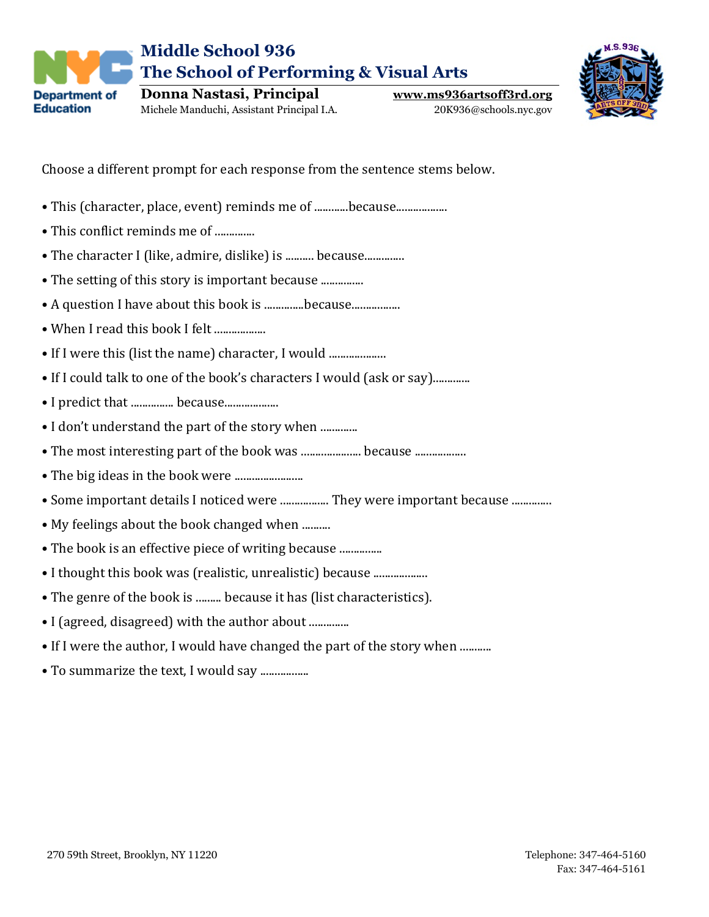# Middle School 936
## The School of Performing & Visual Arts

**Donna Nastasi, Principal**
Michele Manduchi, Assistant Principal I.A.

**www.ms936artsoff3rd.org**
20K936@schools.nyc.gov

Choose a different prompt for each response from the sentence stems below.

- This (character, place, event) reminds me of ............because..................
- This conflict reminds me of ..............
- The character I (like, admire, dislike) is .......... because..............
- The setting of this story is important because ...............
- A question I have about this book is ..............because.................
- When I read this book I felt ..................
- If I were this (list the name) character, I would ....................
- If I could talk to one of the book's characters I would (ask or say).............
- I predict that ............... because...................
- I don't understand the part of the story when .............
- The most interesting part of the book was ..................... because ..................
- The big ideas in the book were ........................
- Some important details I noticed were ................. They were important because ..............
- My feelings about the book changed when ..........
- The book is an effective piece of writing because ...............
- I thought this book was (realistic, unrealistic) because ...................
- The genre of the book is ......... because it has (list characteristics).
- I (agreed, disagreed) with the author about ..............
- If I were the author, I would have changed the part of the story when ...........
- To summarize the text, I would say .................

270 59th Street, Brooklyn, NY 11220

Telephone: 347-464-5160
Fax: 347-464-5161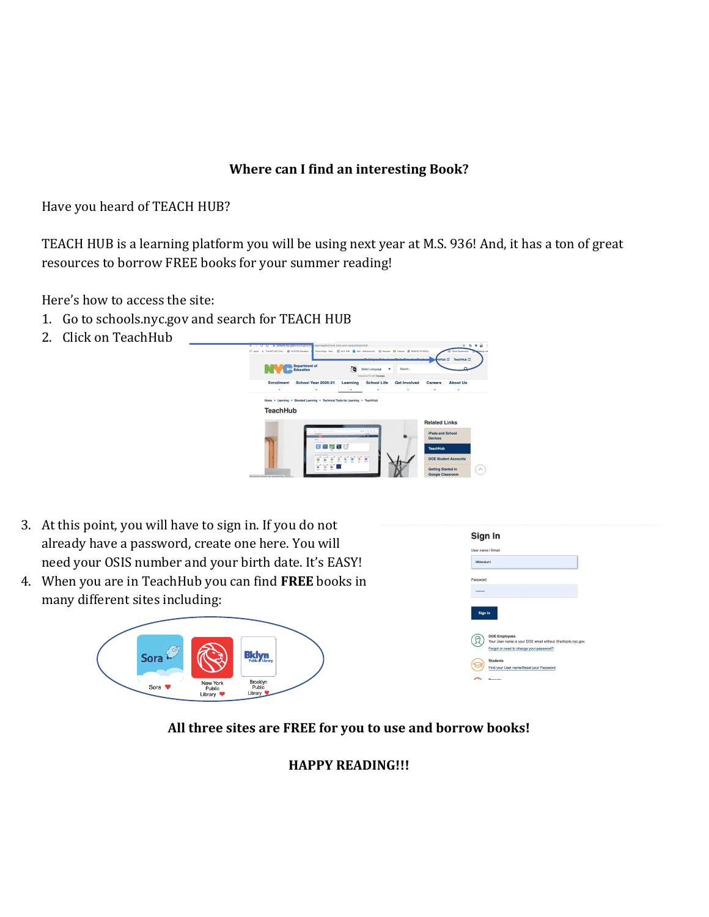**Where can I find an interesting Book?**

Have you heard of TEACH HUB?

TEACH HUB is a learning platform you will be using next year at M.S. 936! And, it has a ton of great resources to borrow FREE books for your summer reading!

Here's how to access the site:

1. Go to schools.nyc.gov and search for TEACH HUB
2. Click on TeachHub
3. At this point, you will have to sign in. If you do not already have a password, create one here. You will need your OSIS number and your birth date. It's EASY!
4. When you are in TeachHub you can find **FREE** books in many different sites including:

Sora

New York Public Library

Brooklyn Public Library

**All three sites are FREE for you to use and borrow books!**

**HAPPY READING!!!**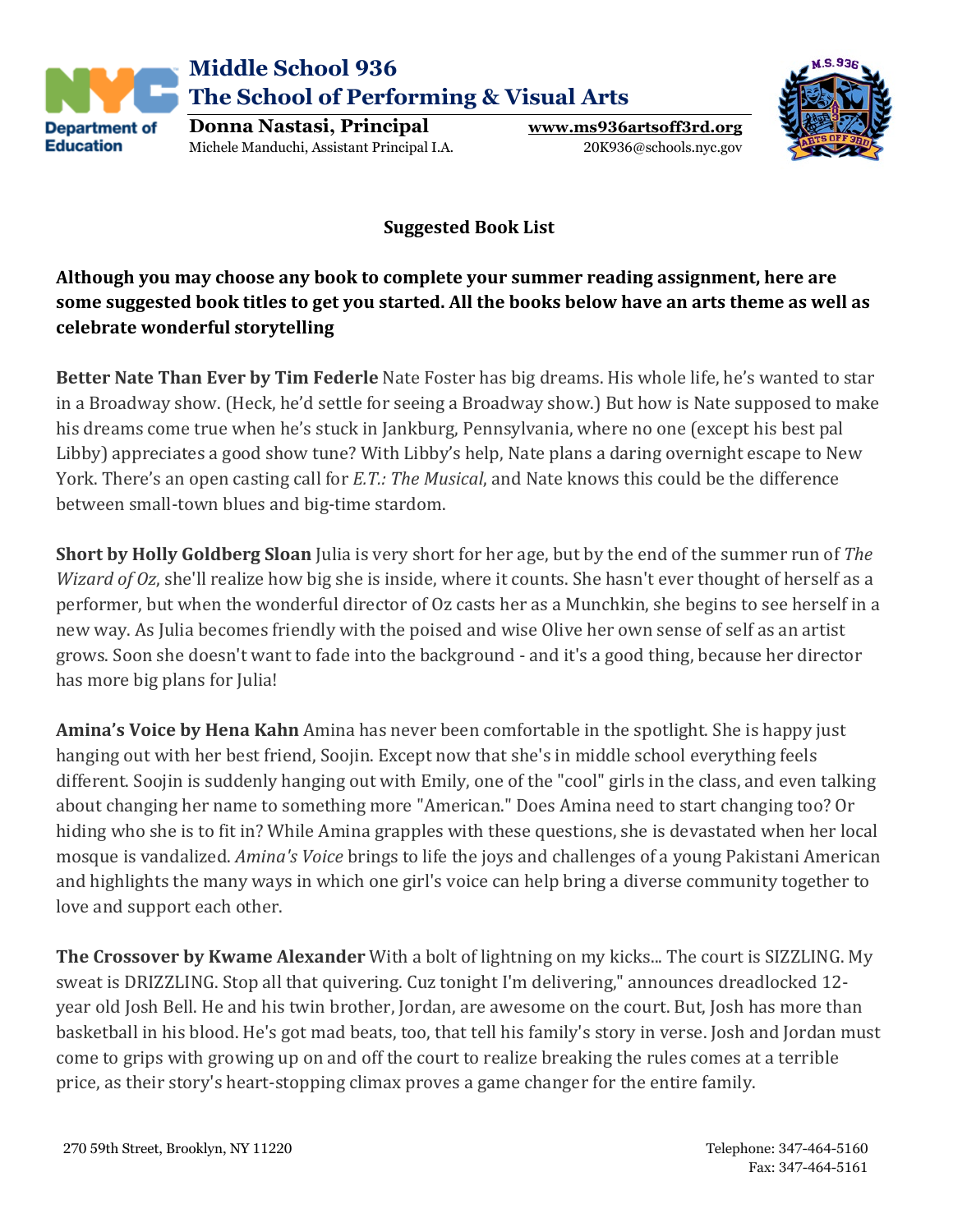# Middle School 936
## The School of Performing & Visual Arts

**Donna Nastasi, Principal**
Michele Manduchi, Assistant Principal I.A.

**www.ms936artsoff3rd.org**
20K936@schools.nyc.gov

### Suggested Book List

**Although you may choose any book to complete your summer reading assignment, here are some suggested book titles to get you started. All the books below have an arts theme as well as celebrate wonderful storytelling**

**Better Nate Than Ever by Tim Federle** Nate Foster has big dreams. His whole life, he's wanted to star in a Broadway show. (Heck, he'd settle for seeing a Broadway show.) But how is Nate supposed to make his dreams come true when he's stuck in Jankburg, Pennsylvania, where no one (except his best pal Libby) appreciates a good show tune? With Libby's help, Nate plans a daring overnight escape to New York. There's an open casting call for *E.T.: The Musical*, and Nate knows this could be the difference between small-town blues and big-time stardom.

**Short by Holly Goldberg Sloan** Julia is very short for her age, but by the end of the summer run of *The Wizard of Oz*, she'll realize how big she is inside, where it counts. She hasn't ever thought of herself as a performer, but when the wonderful director of Oz casts her as a Munchkin, she begins to see herself in a new way. As Julia becomes friendly with the poised and wise Olive her own sense of self as an artist grows. Soon she doesn't want to fade into the background - and it's a good thing, because her director has more big plans for Julia!

**Amina's Voice by Hena Kahn** Amina has never been comfortable in the spotlight. She is happy just hanging out with her best friend, Soojin. Except now that she's in middle school everything feels different. Soojin is suddenly hanging out with Emily, one of the "cool" girls in the class, and even talking about changing her name to something more "American." Does Amina need to start changing too? Or hiding who she is to fit in? While Amina grapples with these questions, she is devastated when her local mosque is vandalized. *Amina's Voice* brings to life the joys and challenges of a young Pakistani American and highlights the many ways in which one girl's voice can help bring a diverse community together to love and support each other.

**The Crossover by Kwame Alexander** With a bolt of lightning on my kicks... The court is SIZZLING. My sweat is DRIZZLING. Stop all that quivering. Cuz tonight I'm delivering," announces dreadlocked 12-year old Josh Bell. He and his twin brother, Jordan, are awesome on the court. But, Josh has more than basketball in his blood. He's got mad beats, too, that tell his family's story in verse. Josh and Jordan must come to grips with growing up on and off the court to realize breaking the rules comes at a terrible price, as their story's heart-stopping climax proves a game changer for the entire family.

270 59th Street, Brooklyn, NY 11220

Telephone: 347-464-5160
Fax: 347-464-5161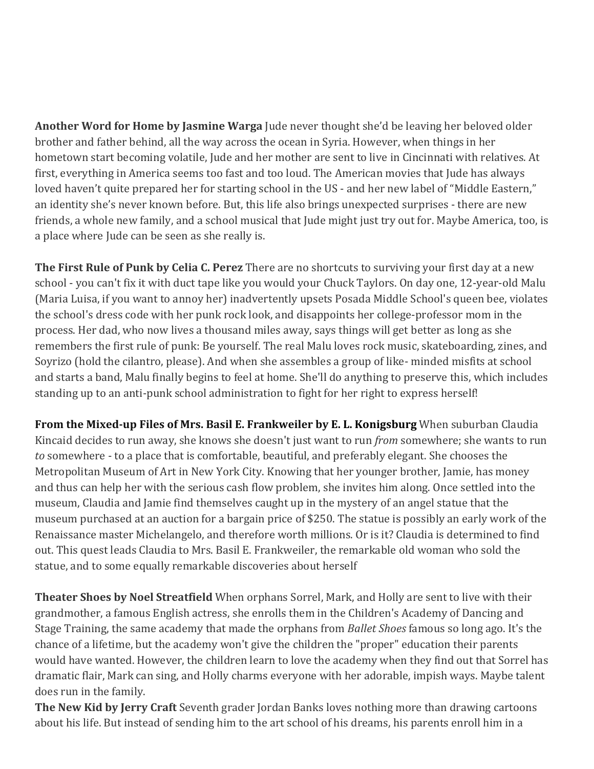**Another Word for Home by Jasmine Warga** Jude never thought she'd be leaving her beloved older brother and father behind, all the way across the ocean in Syria. However, when things in her hometown start becoming volatile, Jude and her mother are sent to live in Cincinnati with relatives. At first, everything in America seems too fast and too loud. The American movies that Jude has always loved haven't quite prepared her for starting school in the US - and her new label of "Middle Eastern," an identity she's never known before. But, this life also brings unexpected surprises - there are new friends, a whole new family, and a school musical that Jude might just try out for. Maybe America, too, is a place where Jude can be seen as she really is.

**The First Rule of Punk by Celia C. Perez** There are no shortcuts to surviving your first day at a new school - you can't fix it with duct tape like you would your Chuck Taylors. On day one, 12-year-old Malu (Maria Luisa, if you want to annoy her) inadvertently upsets Posada Middle School's queen bee, violates the school's dress code with her punk rock look, and disappoints her college-professor mom in the process. Her dad, who now lives a thousand miles away, says things will get better as long as she remembers the first rule of punk: Be yourself. The real Malu loves rock music, skateboarding, zines, and Soyrizo (hold the cilantro, please). And when she assembles a group of like- minded misfits at school and starts a band, Malu finally begins to feel at home. She'll do anything to preserve this, which includes standing up to an anti-punk school administration to fight for her right to express herself!

**From the Mixed-up Files of Mrs. Basil E. Frankweiler by E. L. Konigsburg** When suburban Claudia Kincaid decides to run away, she knows she doesn't just want to run *from* somewhere; she wants to run *to* somewhere - to a place that is comfortable, beautiful, and preferably elegant. She chooses the Metropolitan Museum of Art in New York City. Knowing that her younger brother, Jamie, has money and thus can help her with the serious cash flow problem, she invites him along. Once settled into the museum, Claudia and Jamie find themselves caught up in the mystery of an angel statue that the museum purchased at an auction for a bargain price of $250. The statue is possibly an early work of the Renaissance master Michelangelo, and therefore worth millions. Or is it? Claudia is determined to find out. This quest leads Claudia to Mrs. Basil E. Frankweiler, the remarkable old woman who sold the statue, and to some equally remarkable discoveries about herself

**Theater Shoes by Noel Streatfield** When orphans Sorrel, Mark, and Holly are sent to live with their grandmother, a famous English actress, she enrolls them in the Children's Academy of Dancing and Stage Training, the same academy that made the orphans from *Ballet Shoes* famous so long ago. It's the chance of a lifetime, but the academy won't give the children the "proper" education their parents would have wanted. However, the children learn to love the academy when they find out that Sorrel has dramatic flair, Mark can sing, and Holly charms everyone with her adorable, impish ways. Maybe talent does run in the family.

**The New Kid by Jerry Craft** Seventh grader Jordan Banks loves nothing more than drawing cartoons about his life. But instead of sending him to the art school of his dreams, his parents enroll him in a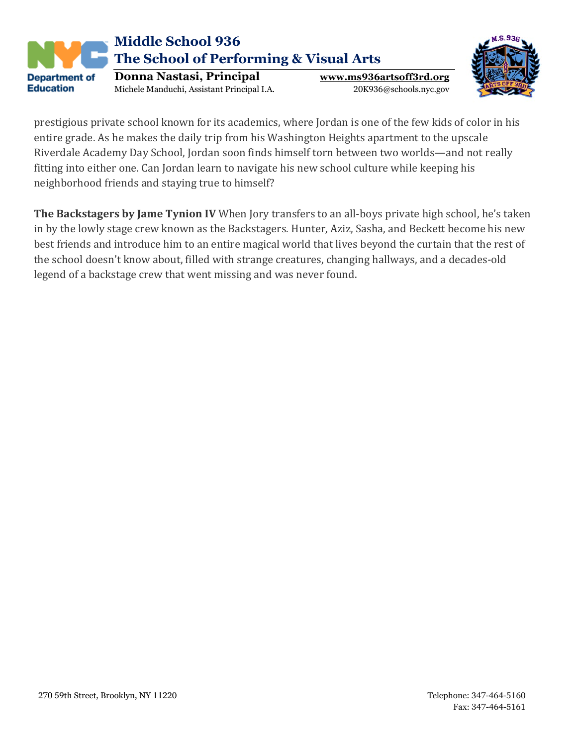prestigious private school known for its academics, where Jordan is one of the few kids of color in his entire grade. As he makes the daily trip from his Washington Heights apartment to the upscale Riverdale Academy Day School, Jordan soon finds himself torn between two worlds—and not really fitting into either one. Can Jordan learn to navigate his new school culture while keeping his neighborhood friends and staying true to himself?

**The Backstagers by Jame Tynion IV** When Jory transfers to an all-boys private high school, he's taken in by the lowly stage crew known as the Backstagers. Hunter, Aziz, Sasha, and Beckett become his new best friends and introduce him to an entire magical world that lives beyond the curtain that the rest of the school doesn't know about, filled with strange creatures, changing hallways, and a decades-old legend of a backstage crew that went missing and was never found.